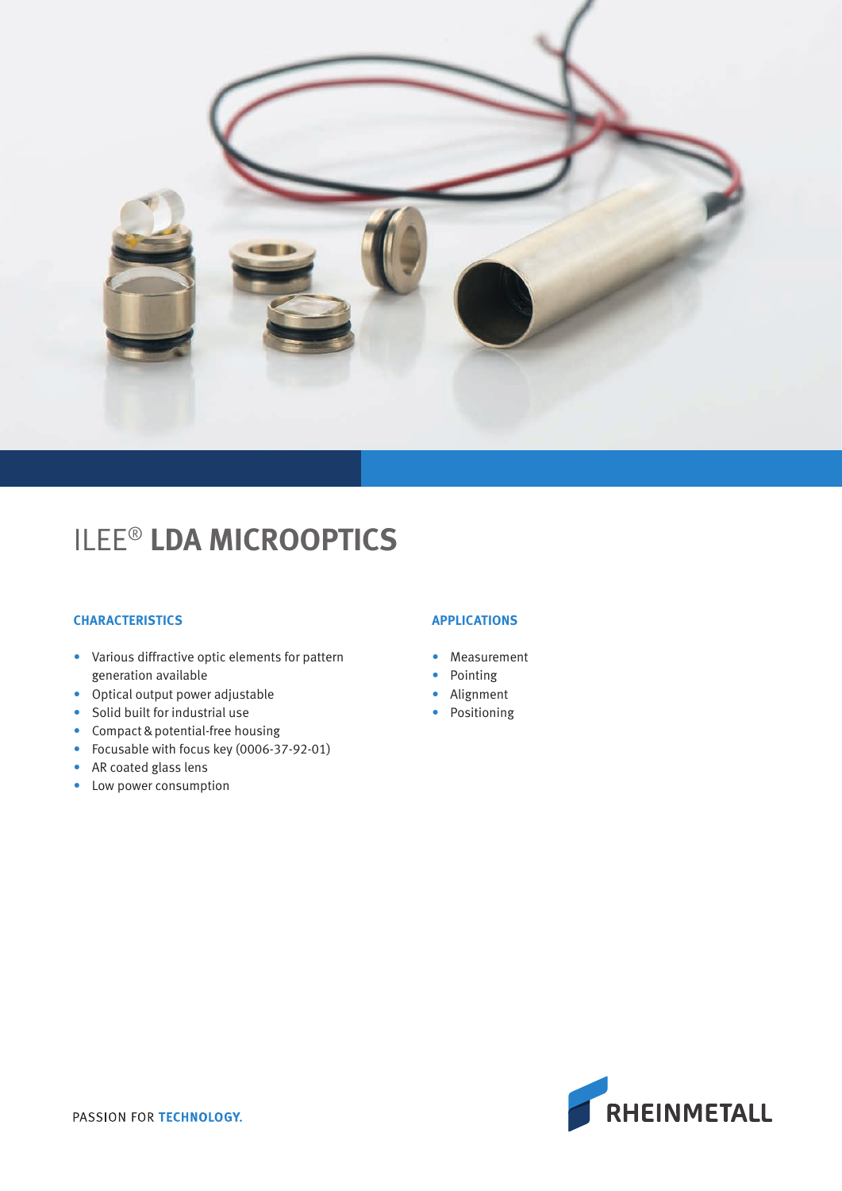# ILEE® **LDA MICROOPTICS**

### CHARACTERISTICS

- Various diffractive optic elements for pattern generation available
- Optical output power adjustable
- Solid built for industrial use
- Compact & potential-free housing
- Focusable with focus key (0006-37-92-01)
- AR coated glass lens
- Low power consumption

### APPLICATIONS

- Measurement
- Pointing
- Alignment
- Positioning

PASSION FOR **TECHNOLOGY.**

RHEINMETALL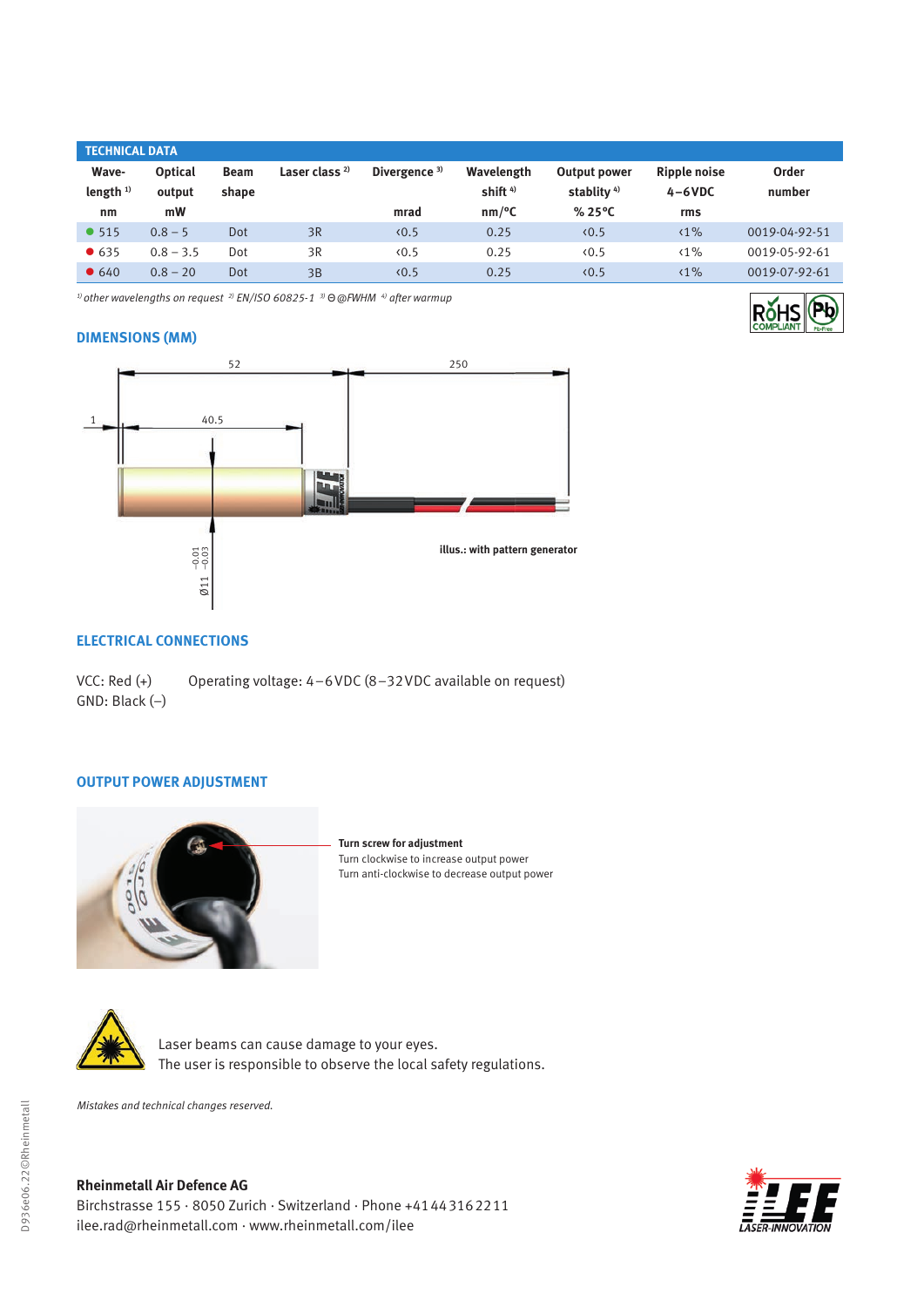## TECHNICAL DATA

| Wave-length [1] nm | Optical output mW | Beam shape | Laser class [2] | Divergence [3] mrad | Wavelength shift [4] nm/°C | Output power stablity [4] % 25°C | Ripple noise 4–6VDC rms | Order number |
|---|---|---|---|---|---|---|---|---|
| ● 515 | 0.8 – 5 | Dot | 3R | ‹0.5 | 0.25 | ‹0.5 | ‹1% | 0019-04-92-51 |
| ● 635 | 0.8 – 3.5 | Dot | 3R | ‹0.5 | 0.25 | ‹0.5 | ‹1% | 0019-05-92-61 |
| ● 640 | 0.8 – 20 | Dot | 3B | ‹0.5 | 0.25 | ‹0.5 | ‹1% | 0019-07-92-61 |

*[1] other wavelengths on request [2] EN/ISO 60825-1 [3] Θ@FWHM [4] after warmup*

RoHS COMPLIANT Pb-Free

## DIMENSIONS (MM)

52
250
1
40.5
Ø11 −0.01 −0.03

**illus.: with pattern generator**

## ELECTRICAL CONNECTIONS

VCC: Red (+) Operating voltage: 4–6VDC (8–32VDC available on request)
GND: Black (–)

## OUTPUT POWER ADJUSTMENT

**Turn screw for adjustment**
Turn clockwise to increase output power
Turn anti-clockwise to decrease output power

Laser beams can cause damage to your eyes.
The user is responsible to observe the local safety regulations.

*Mistakes and technical changes reserved.*

**Rheinmetall Air Defence AG**
Birchstrasse 155 · 8050 Zurich · Switzerland · Phone +41 44 316 2211
ilee.rad@rheinmetall.com · www.rheinmetall.com/ilee

D936e06.22©Rheinmetall